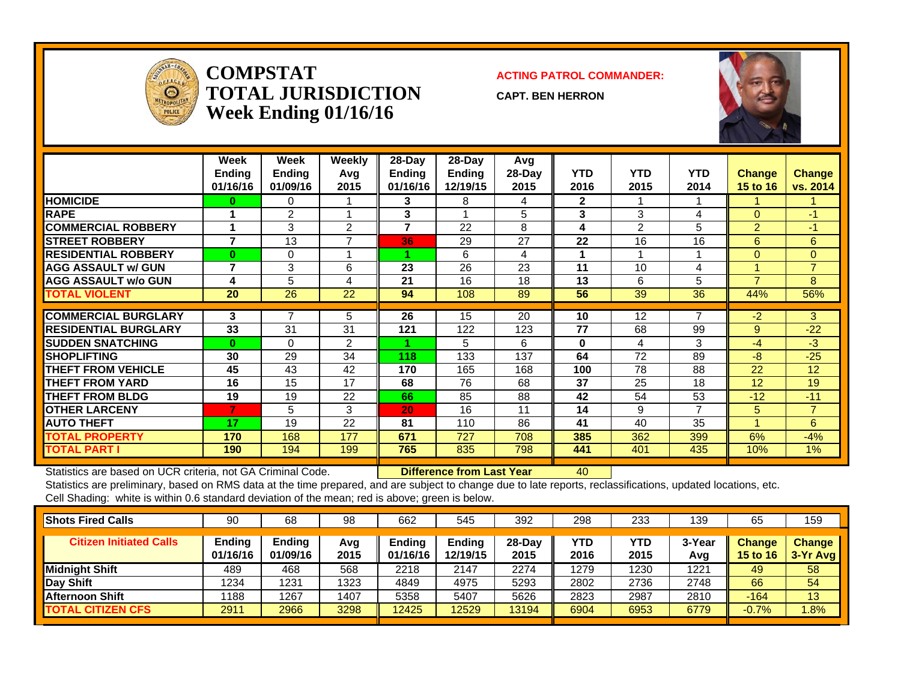# COMPSTAT
# TOTAL JURISDICTION
# Week Ending 01/16/16

**ACTING PATROL COMMANDER:**

**CAPT. BEN HERRON**

| | Week Ending 01/16/16 | Week Ending 01/09/16 | Weekly Avg 2015 | 28-Day Ending 01/16/16 | 28-Day Ending 12/19/15 | Avg 28-Day 2015 | YTD 2016 | YTD 2015 | YTD 2014 | Change 15 to 16 | Change vs. 2014 |
|---|---|---|---|---|---|---|---|---|---|---|---|
| **HOMICIDE** | 0 | 0 | 1 | 3 | 8 | 4 | 2 | 1 | 1 | 1 | 1 |
| **RAPE** | 1 | 2 | 1 | 3 | 1 | 5 | 3 | 3 | 4 | 0 | -1 |
| **COMMERCIAL ROBBERY** | 1 | 3 | 2 | 7 | 22 | 8 | 4 | 2 | 5 | 2 | -1 |
| **STREET ROBBERY** | 7 | 13 | 7 | 36 | 29 | 27 | 22 | 16 | 16 | 6 | 6 |
| **RESIDENTIAL ROBBERY** | 0 | 0 | 1 | 1 | 6 | 4 | 1 | 1 | 1 | 0 | 0 |
| **AGG ASSAULT w/ GUN** | 7 | 3 | 6 | 23 | 26 | 23 | 11 | 10 | 4 | 1 | 7 |
| **AGG ASSAULT w/o GUN** | 4 | 5 | 4 | 21 | 16 | 18 | 13 | 6 | 5 | 7 | 8 |
| **TOTAL VIOLENT** | 20 | 26 | 22 | 94 | 108 | 89 | 56 | 39 | 36 | 44% | 56% |
| **COMMERCIAL BURGLARY** | 3 | 7 | 5 | 26 | 15 | 20 | 10 | 12 | 7 | -2 | 3 |
| **RESIDENTIAL BURGLARY** | 33 | 31 | 31 | 121 | 122 | 123 | 77 | 68 | 99 | 9 | -22 |
| **SUDDEN SNATCHING** | 0 | 0 | 2 | 1 | 5 | 6 | 0 | 4 | 3 | -4 | -3 |
| **SHOPLIFTING** | 30 | 29 | 34 | 118 | 133 | 137 | 64 | 72 | 89 | -8 | -25 |
| **THEFT FROM VEHICLE** | 45 | 43 | 42 | 170 | 165 | 168 | 100 | 78 | 88 | 22 | 12 |
| **THEFT FROM YARD** | 16 | 15 | 17 | 68 | 76 | 68 | 37 | 25 | 18 | 12 | 19 |
| **THEFT FROM BLDG** | 19 | 19 | 22 | 66 | 85 | 88 | 42 | 54 | 53 | -12 | -11 |
| **OTHER LARCENY** | 7 | 5 | 3 | 20 | 16 | 11 | 14 | 9 | 7 | 5 | 7 |
| **AUTO THEFT** | 17 | 19 | 22 | 81 | 110 | 86 | 41 | 40 | 35 | 1 | 6 |
| **TOTAL PROPERTY** | 170 | 168 | 177 | 671 | 727 | 708 | 385 | 362 | 399 | 6% | -4% |
| **TOTAL PART I** | 190 | 194 | 199 | 765 | 835 | 798 | 441 | 401 | 435 | 10% | 1% |

Statistics are based on UCR criteria, not GA Criminal Code. **Difference from Last Year** 40

Statistics are preliminary, based on RMS data at the time prepared, and are subject to change due to late reports, reclassifications, updated locations, etc.

Cell Shading: white is within 0.6 standard deviation of the mean; red is above; green is below.

| **Shots Fired Calls** | 90 | 68 | 98 | 662 | 545 | 392 | 298 | 233 | 139 | 65 | 159 |
|---|---|---|---|---|---|---|---|---|---|---|---|
| **Citizen Initiated Calls** | **Ending 01/16/16** | **Ending 01/09/16** | **Avg 2015** | **Ending 01/16/16** | **Ending 12/19/15** | **28-Day 2015** | **YTD 2016** | **YTD 2015** | **3-Year Avg** | **Change 15 to 16** | **Change 3-Yr Avg** |
| **Midnight Shift** | 489 | 468 | 568 | 2218 | 2147 | 2274 | 1279 | 1230 | 1221 | 49 | 58 |
| **Day Shift** | 1234 | 1231 | 1323 | 4849 | 4975 | 5293 | 2802 | 2736 | 2748 | 66 | 54 |
| **Afternoon Shift** | 1188 | 1267 | 1407 | 5358 | 5407 | 5626 | 2823 | 2987 | 2810 | -164 | 13 |
| **TOTAL CITIZEN CFS** | 2911 | 2966 | 3298 | 12425 | 12529 | 13194 | 6904 | 6953 | 6779 | -0.7% | 1.8% |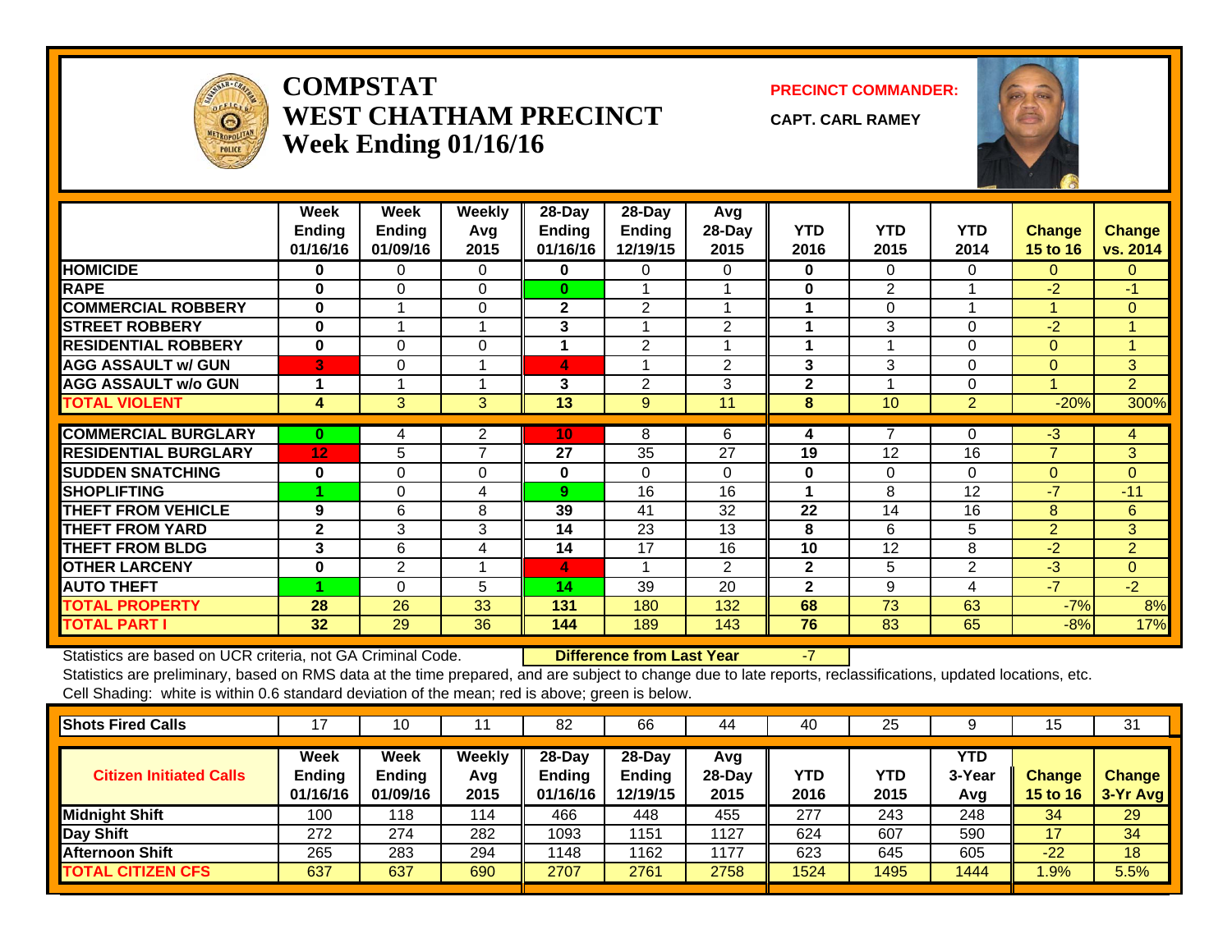# COMPSTAT
# WEST CHATHAM PRECINCT
# Week Ending 01/16/16

**PRECINCT COMMANDER:**

**CAPT. CARL RAMEY**

| | Week Ending 01/16/16 | Week Ending 01/09/16 | Weekly Avg 2015 | 28-Day Ending 01/16/16 | 28-Day Ending 12/19/15 | Avg 28-Day 2015 | YTD 2016 | YTD 2015 | YTD 2014 | Change 15 to 16 | Change vs. 2014 |
|---|---|---|---|---|---|---|---|---|---|---|---|
| **HOMICIDE** | 0 | 0 | 0 | 0 | 0 | 0 | 0 | 0 | 0 | 0 | 0 |
| **RAPE** | 0 | 0 | 0 | 0 | 1 | 1 | 0 | 2 | 1 | -2 | -1 |
| **COMMERCIAL ROBBERY** | 0 | 1 | 0 | 2 | 2 | 1 | 1 | 0 | 1 | 1 | 0 |
| **STREET ROBBERY** | 0 | 1 | 1 | 3 | 1 | 2 | 1 | 3 | 0 | -2 | 1 |
| **RESIDENTIAL ROBBERY** | 0 | 0 | 0 | 1 | 2 | 1 | 1 | 1 | 0 | 0 | 1 |
| **AGG ASSAULT w/ GUN** | 3 | 0 | 1 | 4 | 1 | 2 | 3 | 3 | 0 | 0 | 3 |
| **AGG ASSAULT w/o GUN** | 1 | 1 | 1 | 3 | 2 | 3 | 2 | 1 | 0 | 1 | 2 |
| **TOTAL VIOLENT** | 4 | 3 | 3 | 13 | 9 | 11 | 8 | 10 | 2 | -20% | 300% |
| **COMMERCIAL BURGLARY** | 0 | 4 | 2 | 10 | 8 | 6 | 4 | 7 | 0 | -3 | 4 |
| **RESIDENTIAL BURGLARY** | 12 | 5 | 7 | 27 | 35 | 27 | 19 | 12 | 16 | 7 | 3 |
| **SUDDEN SNATCHING** | 0 | 0 | 0 | 0 | 0 | 0 | 0 | 0 | 0 | 0 | 0 |
| **SHOPLIFTING** | 1 | 0 | 4 | 9 | 16 | 16 | 1 | 8 | 12 | -7 | -11 |
| **THEFT FROM VEHICLE** | 9 | 6 | 8 | 39 | 41 | 32 | 22 | 14 | 16 | 8 | 6 |
| **THEFT FROM YARD** | 2 | 3 | 3 | 14 | 23 | 13 | 8 | 6 | 5 | 2 | 3 |
| **THEFT FROM BLDG** | 3 | 6 | 4 | 14 | 17 | 16 | 10 | 12 | 8 | -2 | 2 |
| **OTHER LARCENY** | 0 | 2 | 1 | 4 | 1 | 2 | 2 | 5 | 2 | -3 | 0 |
| **AUTO THEFT** | 1 | 0 | 5 | 14 | 39 | 20 | 2 | 9 | 4 | -7 | -2 |
| **TOTAL PROPERTY** | 28 | 26 | 33 | 131 | 180 | 132 | 68 | 73 | 63 | -7% | 8% |
| **TOTAL PART I** | 32 | 29 | 36 | 144 | 189 | 143 | 76 | 83 | 65 | -8% | 17% |

Statistics are based on UCR criteria, not GA Criminal Code. **Difference from Last Year** -7

Statistics are preliminary, based on RMS data at the time prepared, and are subject to change due to late reports, reclassifications, updated locations, etc.

Cell Shading: white is within 0.6 standard deviation of the mean; red is above; green is below.

| **Shots Fired Calls** | 17 | 10 | 11 | 82 | 66 | 44 | 40 | 25 | 9 | 15 | 31 |
|---|---|---|---|---|---|---|---|---|---|---|---|
| **Citizen Initiated Calls** | **Week Ending 01/16/16** | **Week Ending 01/09/16** | **Weekly Avg 2015** | **28-Day Ending 01/16/16** | **28-Day Ending 12/19/15** | **Avg 28-Day 2015** | **YTD 2016** | **YTD 2015** | **YTD 3-Year Avg** | **Change 15 to 16** | **Change 3-Yr Avg** |
| **Midnight Shift** | 100 | 118 | 114 | 466 | 448 | 455 | 277 | 243 | 248 | 34 | 29 |
| **Day Shift** | 272 | 274 | 282 | 1093 | 1151 | 1127 | 624 | 607 | 590 | 17 | 34 |
| **Afternoon Shift** | 265 | 283 | 294 | 1148 | 1162 | 1177 | 623 | 645 | 605 | -22 | 18 |
| **TOTAL CITIZEN CFS** | 637 | 637 | 690 | 2707 | 2761 | 2758 | 1524 | 1495 | 1444 | 1.9% | 5.5% |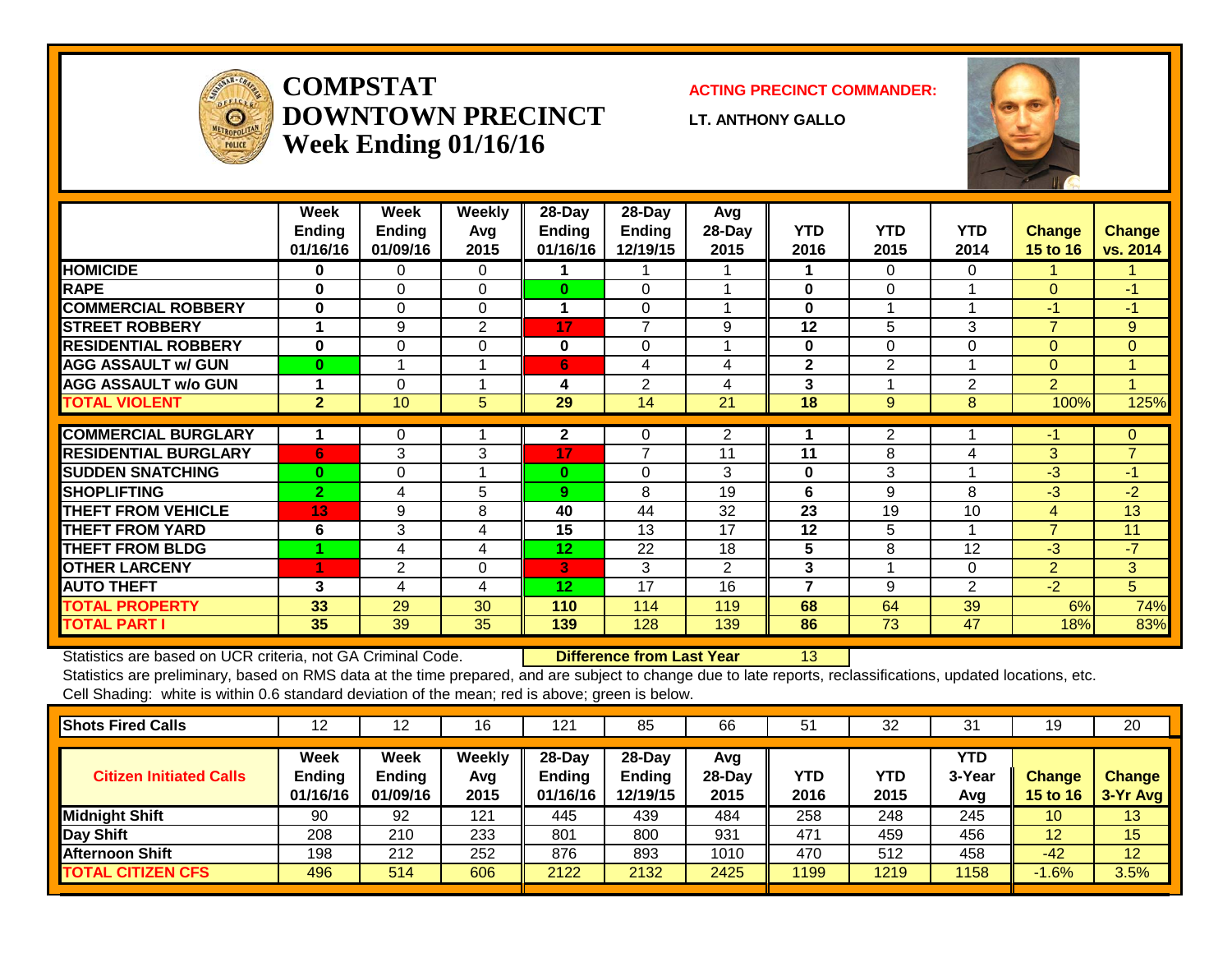# COMPSTAT DOWNTOWN PRECINCT Week Ending 01/16/16

**ACTING PRECINCT COMMANDER:**

**LT. ANTHONY GALLO**

| | Week Ending 01/16/16 | Week Ending 01/09/16 | Weekly Avg 2015 | 28-Day Ending 01/16/16 | 28-Day Ending 12/19/15 | Avg 28-Day 2015 | YTD 2016 | YTD 2015 | YTD 2014 | Change 15 to 16 | Change vs. 2014 |
|---|---|---|---|---|---|---|---|---|---|---|---|
| HOMICIDE | 0 | 0 | 0 | 1 | 1 | 1 | 1 | 0 | 0 | 1 | 1 |
| RAPE | 0 | 0 | 0 | 0 | 0 | 1 | 0 | 0 | 1 | 0 | -1 |
| COMMERCIAL ROBBERY | 0 | 0 | 0 | 1 | 0 | 1 | 0 | 1 | 1 | -1 | -1 |
| STREET ROBBERY | 1 | 9 | 2 | 17 | 7 | 9 | 12 | 5 | 3 | 7 | 9 |
| RESIDENTIAL ROBBERY | 0 | 0 | 0 | 0 | 0 | 1 | 0 | 0 | 0 | 0 | 0 |
| AGG ASSAULT w/ GUN | 0 | 1 | 1 | 6 | 4 | 4 | 2 | 2 | 1 | 0 | 1 |
| AGG ASSAULT w/o GUN | 1 | 0 | 1 | 4 | 2 | 4 | 3 | 1 | 2 | 2 | 1 |
| TOTAL VIOLENT | 2 | 10 | 5 | 29 | 14 | 21 | 18 | 9 | 8 | 100% | 125% |
| COMMERCIAL BURGLARY | 1 | 0 | 1 | 2 | 0 | 2 | 1 | 2 | 1 | -1 | 0 |
| RESIDENTIAL BURGLARY | 6 | 3 | 3 | 17 | 7 | 11 | 11 | 8 | 4 | 3 | 7 |
| SUDDEN SNATCHING | 0 | 0 | 1 | 0 | 0 | 3 | 0 | 3 | 1 | -3 | -1 |
| SHOPLIFTING | 2 | 4 | 5 | 9 | 8 | 19 | 6 | 9 | 8 | -3 | -2 |
| THEFT FROM VEHICLE | 13 | 9 | 8 | 40 | 44 | 32 | 23 | 19 | 10 | 4 | 13 |
| THEFT FROM YARD | 6 | 3 | 4 | 15 | 13 | 17 | 12 | 5 | 1 | 7 | 11 |
| THEFT FROM BLDG | 1 | 4 | 4 | 12 | 22 | 18 | 5 | 8 | 12 | -3 | -7 |
| OTHER LARCENY | 1 | 2 | 0 | 3 | 3 | 2 | 3 | 1 | 0 | 2 | 3 |
| AUTO THEFT | 3 | 4 | 4 | 12 | 17 | 16 | 7 | 9 | 2 | -2 | 5 |
| TOTAL PROPERTY | 33 | 29 | 30 | 110 | 114 | 119 | 68 | 64 | 39 | 6% | 74% |
| TOTAL PART I | 35 | 39 | 35 | 139 | 128 | 139 | 86 | 73 | 47 | 18% | 83% |

Statistics are based on UCR criteria, not GA Criminal Code. **Difference from Last Year** 13

Statistics are preliminary, based on RMS data at the time prepared, and are subject to change due to late reports, reclassifications, updated locations, etc.

Cell Shading: white is within 0.6 standard deviation of the mean; red is above; green is below.

| Shots Fired Calls | 12 | 12 | 16 | 121 | 85 | 66 | 51 | 32 | 31 | 19 | 20 |
|---|---|---|---|---|---|---|---|---|---|---|---|
| **Citizen Initiated Calls** | **Week Ending 01/16/16** | **Week Ending 01/09/16** | **Weekly Avg 2015** | **28-Day Ending 01/16/16** | **28-Day Ending 12/19/15** | **Avg 28-Day 2015** | **YTD 2016** | **YTD 2015** | **YTD 3-Year Avg** | **Change 15 to 16** | **Change 3-Yr Avg** |
| Midnight Shift | 90 | 92 | 121 | 445 | 439 | 484 | 258 | 248 | 245 | 10 | 13 |
| Day Shift | 208 | 210 | 233 | 801 | 800 | 931 | 471 | 459 | 456 | 12 | 15 |
| Afternoon Shift | 198 | 212 | 252 | 876 | 893 | 1010 | 470 | 512 | 458 | -42 | 12 |
| TOTAL CITIZEN CFS | 496 | 514 | 606 | 2122 | 2132 | 2425 | 1199 | 1219 | 1158 | -1.6% | 3.5% |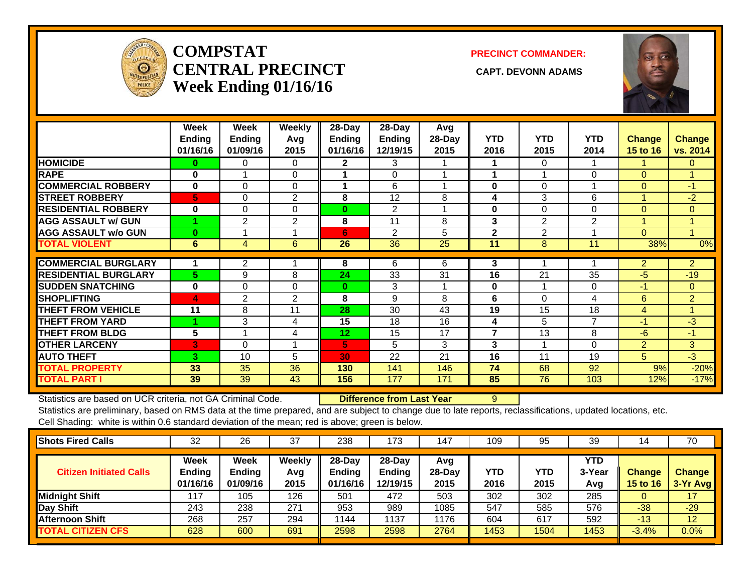# COMPSTAT CENTRAL PRECINCT

## Week Ending 01/16/16

**PRECINCT COMMANDER:**

**CAPT. DEVONN ADAMS**

| | Week Ending 01/16/16 | Week Ending 01/09/16 | Weekly Avg 2015 | 28-Day Ending 01/16/16 | 28-Day Ending 12/19/15 | Avg 28-Day 2015 | YTD 2016 | YTD 2015 | YTD 2014 | Change 15 to 16 | Change vs. 2014 |
|---|---|---|---|---|---|---|---|---|---|---|---|
| HOMICIDE | 0 | 0 | 0 | 2 | 3 | 1 | 1 | 0 | 1 | 1 | 0 |
| RAPE | 0 | 1 | 0 | 1 | 0 | 1 | 1 | 1 | 0 | 0 | 1 |
| COMMERCIAL ROBBERY | 0 | 0 | 0 | 1 | 6 | 1 | 0 | 0 | 1 | 0 | -1 |
| STREET ROBBERY | 5 | 0 | 2 | 8 | 12 | 8 | 4 | 3 | 6 | 1 | -2 |
| RESIDENTIAL ROBBERY | 0 | 0 | 0 | 0 | 2 | 1 | 0 | 0 | 0 | 0 | 0 |
| AGG ASSAULT w/ GUN | 1 | 2 | 2 | 8 | 11 | 8 | 3 | 2 | 2 | 1 | 1 |
| AGG ASSAULT w/o GUN | 0 | 1 | 1 | 6 | 2 | 5 | 2 | 2 | 1 | 0 | 1 |
| TOTAL VIOLENT | 6 | 4 | 6 | 26 | 36 | 25 | 11 | 8 | 11 | 38% | 0% |
| COMMERCIAL BURGLARY | 1 | 2 | 1 | 8 | 6 | 6 | 3 | 1 | 1 | 2 | 2 |
| RESIDENTIAL BURGLARY | 5 | 9 | 8 | 24 | 33 | 31 | 16 | 21 | 35 | -5 | -19 |
| SUDDEN SNATCHING | 0 | 0 | 0 | 0 | 3 | 1 | 0 | 1 | 0 | -1 | 0 |
| SHOPLIFTING | 4 | 2 | 2 | 8 | 9 | 8 | 6 | 0 | 4 | 6 | 2 |
| THEFT FROM VEHICLE | 11 | 8 | 11 | 28 | 30 | 43 | 19 | 15 | 18 | 4 | 1 |
| THEFT FROM YARD | 1 | 3 | 4 | 15 | 18 | 16 | 4 | 5 | 7 | -1 | -3 |
| THEFT FROM BLDG | 5 | 1 | 4 | 12 | 15 | 17 | 7 | 13 | 8 | -6 | -1 |
| OTHER LARCENY | 3 | 0 | 1 | 5 | 5 | 3 | 3 | 1 | 0 | 2 | 3 |
| AUTO THEFT | 3 | 10 | 5 | 30 | 22 | 21 | 16 | 11 | 19 | 5 | -3 |
| TOTAL PROPERTY | 33 | 35 | 36 | 130 | 141 | 146 | 74 | 68 | 92 | 9% | -20% |
| TOTAL PART I | 39 | 39 | 43 | 156 | 177 | 171 | 85 | 76 | 103 | 12% | -17% |

Statistics are based on UCR criteria, not GA Criminal Code. **Difference from Last Year** 9

Statistics are preliminary, based on RMS data at the time prepared, and are subject to change due to late reports, reclassifications, updated locations, etc.

Cell Shading: white is within 0.6 standard deviation of the mean; red is above; green is below.

| Shots Fired Calls | 32 | 26 | 37 | 238 | 173 | 147 | 109 | 95 | 39 | 14 | 70 |
|---|---|---|---|---|---|---|---|---|---|---|---|
| **Citizen Initiated Calls** | **Week Ending 01/16/16** | **Week Ending 01/09/16** | **Weekly Avg 2015** | **28-Day Ending 01/16/16** | **28-Day Ending 12/19/15** | **Avg 28-Day 2015** | **YTD 2016** | **YTD 2015** | **YTD 3-Year Avg** | **Change 15 to 16** | **Change 3-Yr Avg** |
| Midnight Shift | 117 | 105 | 126 | 501 | 472 | 503 | 302 | 302 | 285 | 0 | 17 |
| Day Shift | 243 | 238 | 271 | 953 | 989 | 1085 | 547 | 585 | 576 | -38 | -29 |
| Afternoon Shift | 268 | 257 | 294 | 1144 | 1137 | 1176 | 604 | 617 | 592 | -13 | 12 |
| TOTAL CITIZEN CFS | 628 | 600 | 691 | 2598 | 2598 | 2764 | 1453 | 1504 | 1453 | -3.4% | 0.0% |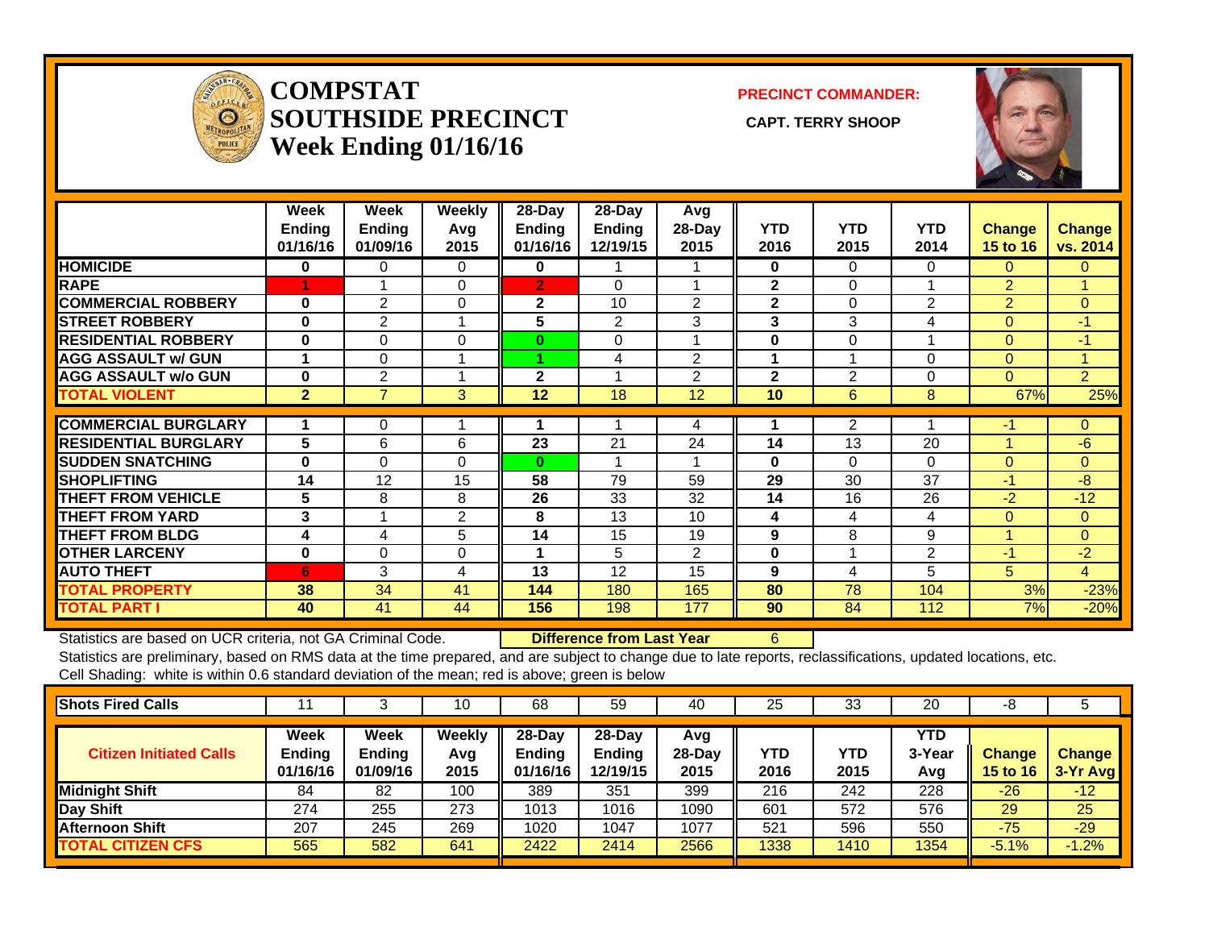# COMPSTAT
# SOUTHSIDE PRECINCT
# Week Ending 01/16/16

**PRECINCT COMMANDER:**

**CAPT. TERRY SHOOP**

| | Week Ending 01/16/16 | Week Ending 01/09/16 | Weekly Avg 2015 | 28-Day Ending 01/16/16 | 28-Day Ending 12/19/15 | Avg 28-Day 2015 | YTD 2016 | YTD 2015 | YTD 2014 | Change 15 to 16 | Change vs. 2014 |
|---|---|---|---|---|---|---|---|---|---|---|---|
| HOMICIDE | 0 | 0 | 0 | 0 | 1 | 1 | 0 | 0 | 0 | 0 | 0 |
| RAPE | 1 | 1 | 0 | 2 | 0 | 1 | 2 | 0 | 1 | 2 | 1 |
| COMMERCIAL ROBBERY | 0 | 2 | 0 | 2 | 10 | 2 | 2 | 0 | 2 | 2 | 0 |
| STREET ROBBERY | 0 | 2 | 1 | 5 | 2 | 3 | 3 | 3 | 4 | 0 | -1 |
| RESIDENTIAL ROBBERY | 0 | 0 | 0 | 0 | 0 | 1 | 0 | 0 | 1 | 0 | -1 |
| AGG ASSAULT w/ GUN | 1 | 0 | 1 | 1 | 4 | 2 | 1 | 1 | 0 | 0 | 1 |
| AGG ASSAULT w/o GUN | 0 | 2 | 1 | 2 | 1 | 2 | 2 | 2 | 0 | 0 | 2 |
| TOTAL VIOLENT | 2 | 7 | 3 | 12 | 18 | 12 | 10 | 6 | 8 | 67% | 25% |
| COMMERCIAL BURGLARY | 1 | 0 | 1 | 1 | 1 | 4 | 1 | 2 | 1 | -1 | 0 |
| RESIDENTIAL BURGLARY | 5 | 6 | 6 | 23 | 21 | 24 | 14 | 13 | 20 | 1 | -6 |
| SUDDEN SNATCHING | 0 | 0 | 0 | 0 | 1 | 1 | 0 | 0 | 0 | 0 | 0 |
| SHOPLIFTING | 14 | 12 | 15 | 58 | 79 | 59 | 29 | 30 | 37 | -1 | -8 |
| THEFT FROM VEHICLE | 5 | 8 | 8 | 26 | 33 | 32 | 14 | 16 | 26 | -2 | -12 |
| THEFT FROM YARD | 3 | 1 | 2 | 8 | 13 | 10 | 4 | 4 | 4 | 0 | 0 |
| THEFT FROM BLDG | 4 | 4 | 5 | 14 | 15 | 19 | 9 | 8 | 9 | 1 | 0 |
| OTHER LARCENY | 0 | 0 | 0 | 1 | 5 | 2 | 0 | 1 | 2 | -1 | -2 |
| AUTO THEFT | 6 | 3 | 4 | 13 | 12 | 15 | 9 | 4 | 5 | 5 | 4 |
| TOTAL PROPERTY | 38 | 34 | 41 | 144 | 180 | 165 | 80 | 78 | 104 | 3% | -23% |
| TOTAL PART I | 40 | 41 | 44 | 156 | 198 | 177 | 90 | 84 | 112 | 7% | -20% |

Statistics are based on UCR criteria, not GA Criminal Code. **Difference from Last Year** 6

Statistics are preliminary, based on RMS data at the time prepared, and are subject to change due to late reports, reclassifications, updated locations, etc.

Cell Shading: white is within 0.6 standard deviation of the mean; red is above; green is below

| Shots Fired Calls | 11 | 3 | 10 | 68 | 59 | 40 | 25 | 33 | 20 | -8 | 5 |
|---|---|---|---|---|---|---|---|---|---|---|---|

| Citizen Initiated Calls | Week Ending 01/16/16 | Week Ending 01/09/16 | Weekly Avg 2015 | 28-Day Ending 01/16/16 | 28-Day Ending 12/19/15 | Avg 28-Day 2015 | YTD 2016 | YTD 2015 | YTD 3-Year Avg | Change 15 to 16 | Change 3-Yr Avg |
|---|---|---|---|---|---|---|---|---|---|---|---|
| Midnight Shift | 84 | 82 | 100 | 389 | 351 | 399 | 216 | 242 | 228 | -26 | -12 |
| Day Shift | 274 | 255 | 273 | 1013 | 1016 | 1090 | 601 | 572 | 576 | 29 | 25 |
| Afternoon Shift | 207 | 245 | 269 | 1020 | 1047 | 1077 | 521 | 596 | 550 | -75 | -29 |
| TOTAL CITIZEN CFS | 565 | 582 | 641 | 2422 | 2414 | 2566 | 1338 | 1410 | 1354 | -5.1% | -1.2% |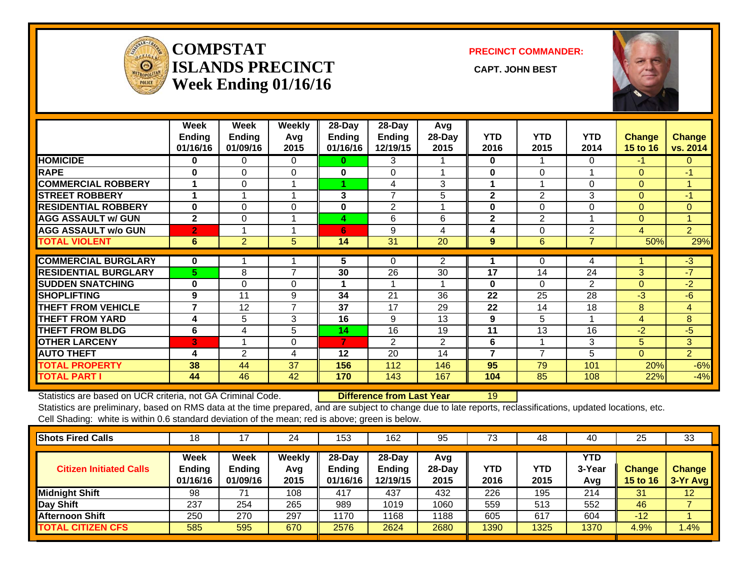# COMPSTAT ISLANDS PRECINCT Week Ending 01/16/16

**PRECINCT COMMANDER:**

**CAPT. JOHN BEST**

| | Week Ending 01/16/16 | Week Ending 01/09/16 | Weekly Avg 2015 | 28-Day Ending 01/16/16 | 28-Day Ending 12/19/15 | Avg 28-Day 2015 | YTD 2016 | YTD 2015 | YTD 2014 | Change 15 to 16 | Change vs. 2014 |
|---|---|---|---|---|---|---|---|---|---|---|---|
| HOMICIDE | 0 | 0 | 0 | 0 | 3 | 1 | 0 | 1 | 0 | -1 | 0 |
| RAPE | 0 | 0 | 0 | 0 | 0 | 1 | 0 | 0 | 1 | 0 | -1 |
| COMMERCIAL ROBBERY | 1 | 0 | 1 | 1 | 4 | 3 | 1 | 1 | 0 | 0 | 1 |
| STREET ROBBERY | 1 | 1 | 1 | 3 | 7 | 5 | 2 | 2 | 3 | 0 | -1 |
| RESIDENTIAL ROBBERY | 0 | 0 | 0 | 0 | 2 | 1 | 0 | 0 | 0 | 0 | 0 |
| AGG ASSAULT w/ GUN | 2 | 0 | 1 | 4 | 6 | 6 | 2 | 2 | 1 | 0 | 1 |
| AGG ASSAULT w/o GUN | 2 | 1 | 1 | 6 | 9 | 4 | 4 | 0 | 2 | 4 | 2 |
| TOTAL VIOLENT | 6 | 2 | 5 | 14 | 31 | 20 | 9 | 6 | 7 | 50% | 29% |
| COMMERCIAL BURGLARY | 0 | 1 | 1 | 5 | 0 | 2 | 1 | 0 | 4 | 1 | -3 |
| RESIDENTIAL BURGLARY | 5 | 8 | 7 | 30 | 26 | 30 | 17 | 14 | 24 | 3 | -7 |
| SUDDEN SNATCHING | 0 | 0 | 0 | 1 | 1 | 1 | 0 | 0 | 2 | 0 | -2 |
| SHOPLIFTING | 9 | 11 | 9 | 34 | 21 | 36 | 22 | 25 | 28 | -3 | -6 |
| THEFT FROM VEHICLE | 7 | 12 | 7 | 37 | 17 | 29 | 22 | 14 | 18 | 8 | 4 |
| THEFT FROM YARD | 4 | 5 | 3 | 16 | 9 | 13 | 9 | 5 | 1 | 4 | 8 |
| THEFT FROM BLDG | 6 | 4 | 5 | 14 | 16 | 19 | 11 | 13 | 16 | -2 | -5 |
| OTHER LARCENY | 3 | 1 | 0 | 7 | 2 | 2 | 6 | 1 | 3 | 5 | 3 |
| AUTO THEFT | 4 | 2 | 4 | 12 | 20 | 14 | 7 | 7 | 5 | 0 | 2 |
| TOTAL PROPERTY | 38 | 44 | 37 | 156 | 112 | 146 | 95 | 79 | 101 | 20% | -6% |
| TOTAL PART I | 44 | 46 | 42 | 170 | 143 | 167 | 104 | 85 | 108 | 22% | -4% |

Statistics are based on UCR criteria, not GA Criminal Code. **Difference from Last Year** 19

Statistics are preliminary, based on RMS data at the time prepared, and are subject to change due to late reports, reclassifications, updated locations, etc.

Cell Shading: white is within 0.6 standard deviation of the mean; red is above; green is below.

| Shots Fired Calls | 18 | 17 | 24 | 153 | 162 | 95 | 73 | 48 | 40 | 25 | 33 |
|---|---|---|---|---|---|---|---|---|---|---|---|
| **Citizen Initiated Calls** | **Week Ending 01/16/16** | **Week Ending 01/09/16** | **Weekly Avg 2015** | **28-Day Ending 01/16/16** | **28-Day Ending 12/19/15** | **Avg 28-Day 2015** | **YTD 2016** | **YTD 2015** | **YTD 3-Year Avg** | **Change 15 to 16** | **Change 3-Yr Avg** |
| Midnight Shift | 98 | 71 | 108 | 417 | 437 | 432 | 226 | 195 | 214 | 31 | 12 |
| Day Shift | 237 | 254 | 265 | 989 | 1019 | 1060 | 559 | 513 | 552 | 46 | 7 |
| Afternoon Shift | 250 | 270 | 297 | 1170 | 1168 | 1188 | 605 | 617 | 604 | -12 | 1 |
| TOTAL CITIZEN CFS | 585 | 595 | 670 | 2576 | 2624 | 2680 | 1390 | 1325 | 1370 | 4.9% | 1.4% |